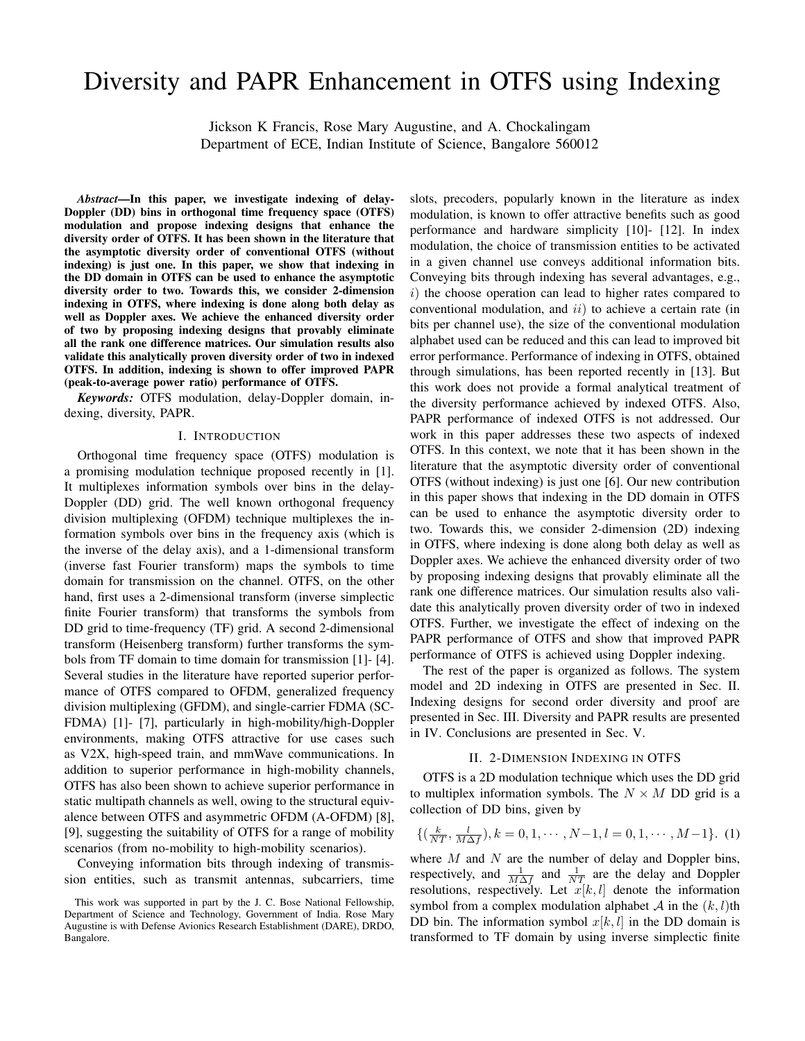# Diversity and PAPR Enhancement in OTFS using Indexing

Jickson K Francis, Rose Mary Augustine, and A. Chockalingam
Department of ECE, Indian Institute of Science, Bangalore 560012

***Abstract*—In this paper, we investigate indexing of delay-Doppler (DD) bins in orthogonal time frequency space (OTFS) modulation and propose indexing designs that enhance the diversity order of OTFS. It has been shown in the literature that the asymptotic diversity order of conventional OTFS (without indexing) is just one. In this paper, we show that indexing in the DD domain in OTFS can be used to enhance the asymptotic diversity order to two. Towards this, we consider 2-dimension indexing in OTFS, where indexing is done along both delay as well as Doppler axes. We achieve the enhanced diversity order of two by proposing indexing designs that provably eliminate all the rank one difference matrices. Our simulation results also validate this analytically proven diversity order of two in indexed OTFS. In addition, indexing is shown to offer improved PAPR (peak-to-average power ratio) performance of OTFS.**

***Keywords:*** OTFS modulation, delay-Doppler domain, indexing, diversity, PAPR.

## I. Introduction

Orthogonal time frequency space (OTFS) modulation is a promising modulation technique proposed recently in [1]. It multiplexes information symbols over bins in the delay-Doppler (DD) grid. The well known orthogonal frequency division multiplexing (OFDM) technique multiplexes the information symbols over bins in the frequency axis (which is the inverse of the delay axis), and a 1-dimensional transform (inverse fast Fourier transform) maps the symbols to time domain for transmission on the channel. OTFS, on the other hand, first uses a 2-dimensional transform (inverse simplectic finite Fourier transform) that transforms the symbols from DD grid to time-frequency (TF) grid. A second 2-dimensional transform (Heisenberg transform) further transforms the symbols from TF domain to time domain for transmission [1]- [4]. Several studies in the literature have reported superior performance of OTFS compared to OFDM, generalized frequency division multiplexing (GFDM), and single-carrier FDMA (SC-FDMA) [1]- [7], particularly in high-mobility/high-Doppler environments, making OTFS attractive for use cases such as V2X, high-speed train, and mmWave communications. In addition to superior performance in high-mobility channels, OTFS has also been shown to achieve superior performance in static multipath channels as well, owing to the structural equivalence between OTFS and asymmetric OFDM (A-OFDM) [8], [9], suggesting the suitability of OTFS for a range of mobility scenarios (from no-mobility to high-mobility scenarios).

Conveying information bits through indexing of transmission entities, such as transmit antennas, subcarriers, time slots, precoders, popularly known in the literature as index modulation, is known to offer attractive benefits such as good performance and hardware simplicity [10]- [12]. In index modulation, the choice of transmission entities to be activated in a given channel use conveys additional information bits. Conveying bits through indexing has several advantages, e.g., $i$) the choose operation can lead to higher rates compared to conventional modulation, and $ii$) to achieve a certain rate (in bits per channel use), the size of the conventional modulation alphabet used can be reduced and this can lead to improved bit error performance. Performance of indexing in OTFS, obtained through simulations, has been reported recently in [13]. But this work does not provide a formal analytical treatment of the diversity performance achieved by indexed OTFS. Also, PAPR performance of indexed OTFS is not addressed. Our work in this paper addresses these two aspects of indexed OTFS. In this context, we note that it has been shown in the literature that the asymptotic diversity order of conventional OTFS (without indexing) is just one [6]. Our new contribution in this paper shows that indexing in the DD domain in OTFS can be used to enhance the asymptotic diversity order to two. Towards this, we consider 2-dimension (2D) indexing in OTFS, where indexing is done along both delay as well as Doppler axes. We achieve the enhanced diversity order of two by proposing indexing designs that provably eliminate all the rank one difference matrices. Our simulation results also validate this analytically proven diversity order of two in indexed OTFS. Further, we investigate the effect of indexing on the PAPR performance of OTFS and show that improved PAPR performance of OTFS is achieved using Doppler indexing.

The rest of the paper is organized as follows. The system model and 2D indexing in OTFS are presented in Sec. II. Indexing designs for second order diversity and proof are presented in Sec. III. Diversity and PAPR results are presented in IV. Conclusions are presented in Sec. V.

## II. 2-Dimension Indexing in OTFS

OTFS is a 2D modulation technique which uses the DD grid to multiplex information symbols. The $N \times M$ DD grid is a collection of DD bins, given by

$$\{(\tfrac{k}{NT}, \tfrac{l}{M\Delta f}), k=0,1,\cdots,N-1, l=0,1,\cdots,M-1\}. \quad (1)$$

where $M$ and $N$ are the number of delay and Doppler bins, respectively, and $\frac{1}{M\Delta f}$ and $\frac{1}{NT}$ are the delay and Doppler resolutions, respectively. Let $x[k,l]$ denote the information symbol from a complex modulation alphabet $\mathcal{A}$ in the $(k,l)$th DD bin. The information symbol $x[k,l]$ in the DD domain is transformed to TF domain by using inverse simplectic finite

This work was supported in part by the J. C. Bose National Fellowship, Department of Science and Technology, Government of India. Rose Mary Augustine is with Defense Avionics Research Establishment (DARE), DRDO, Bangalore.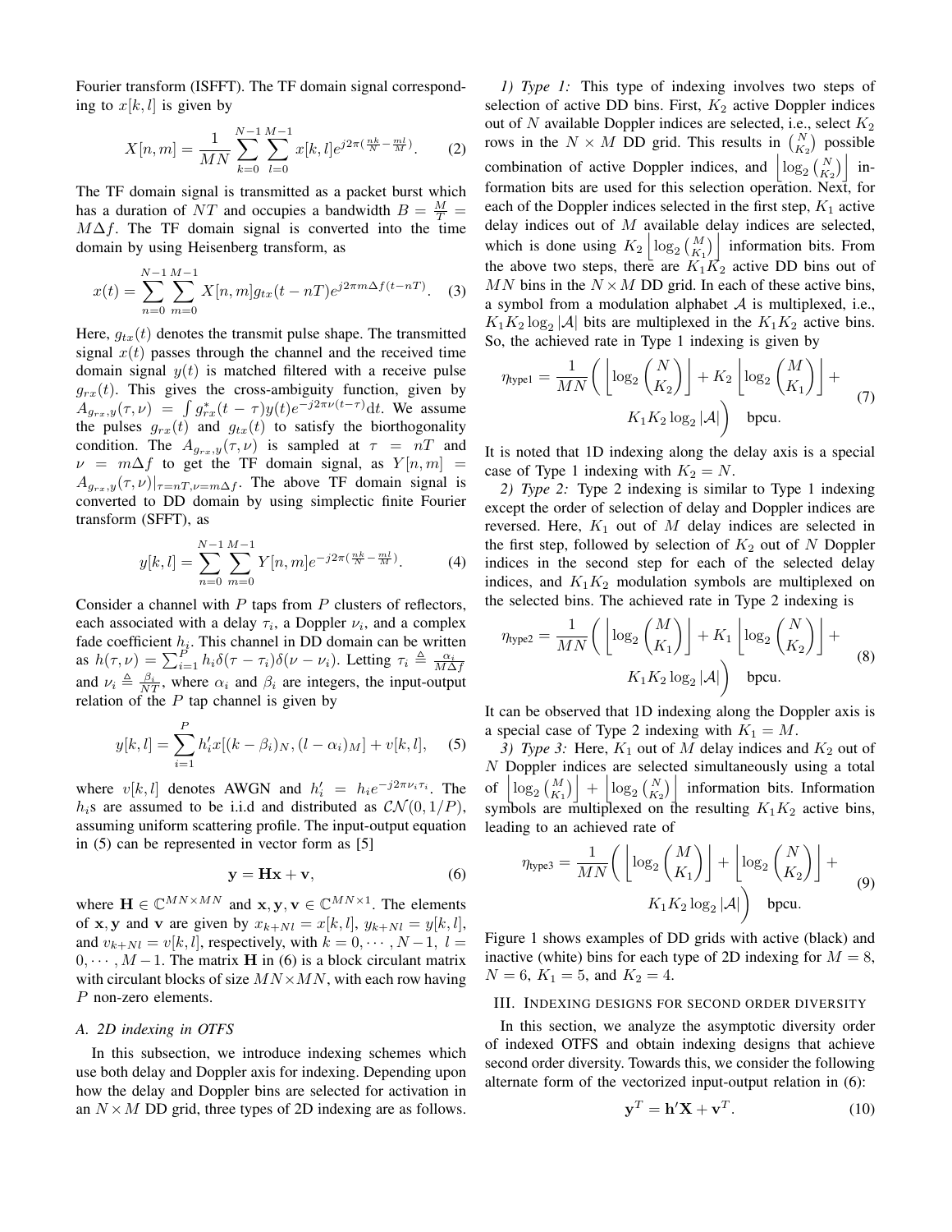Fourier transform (ISFFT). The TF domain signal corresponding to $x[k,l]$ is given by

$$X[n,m] = \frac{1}{MN}\sum_{k=0}^{N-1}\sum_{l=0}^{M-1} x[k,l]e^{j2\pi(\frac{nk}{N}-\frac{ml}{M})}. \quad (2)$$

The TF domain signal is transmitted as a packet burst which has a duration of $NT$ and occupies a bandwidth $B = \frac{M}{T} = M\Delta f$. The TF domain signal is converted into the time domain by using Heisenberg transform, as

$$x(t) = \sum_{n=0}^{N-1}\sum_{m=0}^{M-1} X[n,m]g_{tx}(t-nT)e^{j2\pi m\Delta f(t-nT)}. \quad (3)$$

Here, $g_{tx}(t)$ denotes the transmit pulse shape. The transmitted signal $x(t)$ passes through the channel and the received time domain signal $y(t)$ is matched filtered with a receive pulse $g_{rx}(t)$. This gives the cross-ambiguity function, given by $A_{g_{rx},y}(\tau,\nu) = \int g^*_{rx}(t-\tau)y(t)e^{-j2\pi\nu(t-\tau)}\mathrm{d}t$. We assume the pulses $g_{rx}(t)$ and $g_{tx}(t)$ to satisfy the biorthogonality condition. The $A_{g_{rx},y}(\tau,\nu)$ is sampled at $\tau = nT$ and $\nu = m\Delta f$ to get the TF domain signal, as $Y[n,m] = A_{g_{rx},y}(\tau,\nu)|_{\tau=nT,\nu=m\Delta f}$. The above TF domain signal is converted to DD domain by using simplectic finite Fourier transform (SFFT), as

$$y[k,l] = \sum_{n=0}^{N-1}\sum_{m=0}^{M-1} Y[n,m]e^{-j2\pi(\frac{nk}{N}-\frac{ml}{M})}. \quad (4)$$

Consider a channel with $P$ taps from $P$ clusters of reflectors, each associated with a delay $\tau_i$, a Doppler $\nu_i$, and a complex fade coefficient $h_i$. This channel in DD domain can be written as $h(\tau,\nu) = \sum_{i=1}^{P} h_i\delta(\tau-\tau_i)\delta(\nu-\nu_i)$. Letting $\tau_i \triangleq \frac{\alpha_i}{M\Delta f}$ and $\nu_i \triangleq \frac{\beta_i}{NT}$, where $\alpha_i$ and $\beta_i$ are integers, the input-output relation of the $P$ tap channel is given by

$$y[k,l] = \sum_{i=1}^{P} h'_i x[(k-\beta_i)_N,(l-\alpha_i)_M] + v[k,l], \quad (5)$$

where $v[k,l]$ denotes AWGN and $h'_i = h_i e^{-j2\pi\nu_i\tau_i}$. The $h_i$s are assumed to be i.i.d and distributed as $\mathcal{CN}(0,1/P)$, assuming uniform scattering profile. The input-output equation in (5) can be represented in vector form as [5]

$$\mathbf{y} = \mathbf{H}\mathbf{x} + \mathbf{v}, \quad (6)$$

where $\mathbf{H} \in \mathbb{C}^{MN\times MN}$ and $\mathbf{x},\mathbf{y},\mathbf{v} \in \mathbb{C}^{MN\times 1}$. The elements of $\mathbf{x},\mathbf{y}$ and $\mathbf{v}$ are given by $x_{k+Nl} = x[k,l]$, $y_{k+Nl} = y[k,l]$, and $v_{k+Nl} = v[k,l]$, respectively, with $k = 0,\cdots,N-1$, $l = 0,\cdots,M-1$. The matrix $\mathbf{H}$ in (6) is a block circulant matrix with circulant blocks of size $MN\times MN$, with each row having $P$ non-zero elements.

### A. 2D indexing in OTFS

In this subsection, we introduce indexing schemes which use both delay and Doppler axis for indexing. Depending upon how the delay and Doppler bins are selected for activation in an $N \times M$ DD grid, three types of 2D indexing are as follows.

*1) Type 1:* This type of indexing involves two steps of selection of active DD bins. First, $K_2$ active Doppler indices out of $N$ available Doppler indices are selected, i.e., select $K_2$ rows in the $N \times M$ DD grid. This results in $\binom{N}{K_2}$ possible combination of active Doppler indices, and $\left\lfloor \log_2\binom{N}{K_2}\right\rfloor$ information bits are used for this selection operation. Next, for each of the Doppler indices selected in the first step, $K_1$ active delay indices out of $M$ available delay indices are selected, which is done using $K_2\left\lfloor \log_2\binom{M}{K_1}\right\rfloor$ information bits. From the above two steps, there are $K_1K_2$ active DD bins out of $MN$ bins in the $N \times M$ DD grid. In each of these active bins, a symbol from a modulation alphabet $\mathcal{A}$ is multiplexed, i.e., $K_1K_2\log_2|\mathcal{A}|$ bits are multiplexed in the $K_1K_2$ active bins. So, the achieved rate in Type 1 indexing is given by

$$\eta_{\text{type1}} = \frac{1}{MN}\Bigg(\left\lfloor \log_2\binom{N}{K_2}\right\rfloor + K_2\left\lfloor \log_2\binom{M}{K_1}\right\rfloor + K_1K_2\log_2|\mathcal{A}|\Bigg) \quad \text{bpcu}. \quad (7)$$

It is noted that 1D indexing along the delay axis is a special case of Type 1 indexing with $K_2 = N$.

*2) Type 2:* Type 2 indexing is similar to Type 1 indexing except the order of selection of delay and Doppler indices are reversed. Here, $K_1$ out of $M$ delay indices are selected in the first step, followed by selection of $K_2$ out of $N$ Doppler indices in the second step for each of the selected delay indices, and $K_1K_2$ modulation symbols are multiplexed on the selected bins. The achieved rate in Type 2 indexing is

$$\eta_{\text{type2}} = \frac{1}{MN}\Bigg(\left\lfloor \log_2\binom{M}{K_1}\right\rfloor + K_1\left\lfloor \log_2\binom{N}{K_2}\right\rfloor + K_1K_2\log_2|\mathcal{A}|\Bigg) \quad \text{bpcu}. \quad (8)$$

It can be observed that 1D indexing along the Doppler axis is a special case of Type 2 indexing with $K_1 = M$.

*3) Type 3:* Here, $K_1$ out of $M$ delay indices and $K_2$ out of $N$ Doppler indices are selected simultaneously using a total of $\left\lfloor \log_2\binom{M}{K_1}\right\rfloor + \left\lfloor \log_2\binom{N}{K_2}\right\rfloor$ information bits. Information symbols are multiplexed on the resulting $K_1K_2$ active bins, leading to an achieved rate of

$$\eta_{\text{type3}} = \frac{1}{MN}\Bigg(\left\lfloor \log_2\binom{M}{K_1}\right\rfloor + \left\lfloor \log_2\binom{N}{K_2}\right\rfloor + K_1K_2\log_2|\mathcal{A}|\Bigg) \quad \text{bpcu}. \quad (9)$$

Figure 1 shows examples of DD grids with active (black) and inactive (white) bins for each type of 2D indexing for $M = 8$, $N = 6$, $K_1 = 5$, and $K_2 = 4$.

## III. Indexing designs for second order diversity

In this section, we analyze the asymptotic diversity order of indexed OTFS and obtain indexing designs that achieve second order diversity. Towards this, we consider the following alternate form of the vectorized input-output relation in (6):

$$\mathbf{y}^T = \mathbf{h}'\mathbf{X} + \mathbf{v}^T. \quad (10)$$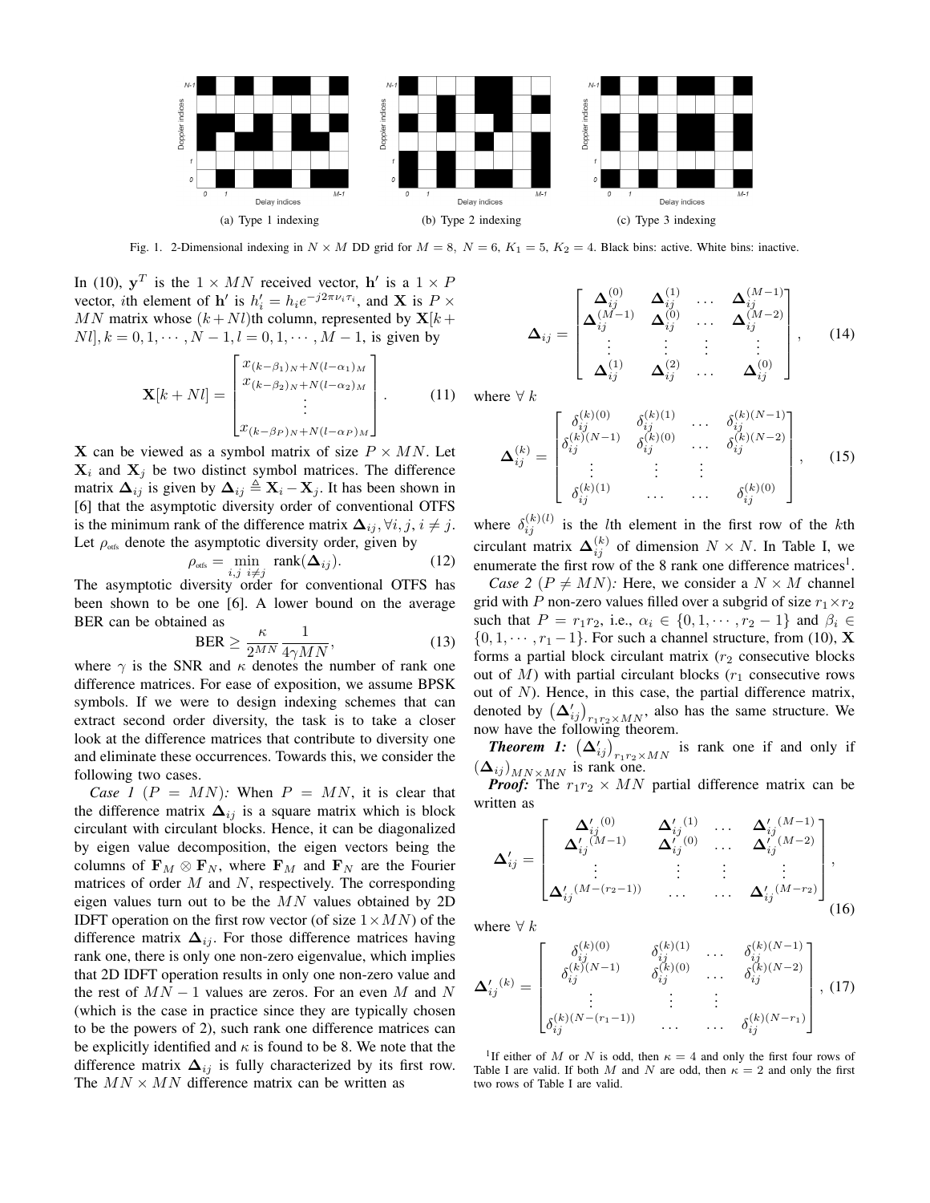Fig. 1. 2-Dimensional indexing in $N \times M$ DD grid for $M = 8,\ N = 6,\ K_1 = 5,\ K_2 = 4$. Black bins: active. White bins: inactive.

(a) Type 1 indexing (b) Type 2 indexing (c) Type 3 indexing

In (10), $\mathbf{y}^T$ is the $1 \times MN$ received vector, $\mathbf{h}'$ is a $1 \times P$ vector, $i$th element of $\mathbf{h}'$ is $h'_i = h_i e^{-j2\pi\nu_i\tau_i}$, and $\mathbf{X}$ is $P \times MN$ matrix whose $(k+Nl)$th column, represented by $\mathbf{X}[k+Nl], k = 0, 1, \cdots, N-1, l = 0, 1, \cdots, M-1$, is given by

$$\mathbf{X}[k+Nl] = \begin{bmatrix} x_{(k-\beta_1)_N + N(l-\alpha_1)_M} \\ x_{(k-\beta_2)_N + N(l-\alpha_2)_M} \\ \vdots \\ x_{(k-\beta_P)_N + N(l-\alpha_P)_M} \end{bmatrix}. \tag{11}$$

$\mathbf{X}$ can be viewed as a symbol matrix of size $P \times MN$. Let $\mathbf{X}_i$ and $\mathbf{X}_j$ be two distinct symbol matrices. The difference matrix $\mathbf{\Delta}_{ij}$ is given by $\mathbf{\Delta}_{ij} \triangleq \mathbf{X}_i - \mathbf{X}_j$. It has been shown in [6] that the asymptotic diversity order of conventional OTFS is the minimum rank of the difference matrix $\mathbf{\Delta}_{ij}, \forall i, j, i \neq j$. Let $\rho_{\text{otfs}}$ denote the asymptotic diversity order, given by

$$\rho_{\text{otfs}} = \min_{i,j\ i \neq j} \ \text{rank}(\mathbf{\Delta}_{ij}). \tag{12}$$

The asymptotic diversity order for conventional OTFS has been shown to be one [6]. A lower bound on the average BER can be obtained as

$$\text{BER} \geq \frac{\kappa}{2^{MN}} \frac{1}{4\gamma MN}, \tag{13}$$

where $\gamma$ is the SNR and $\kappa$ denotes the number of rank one difference matrices. For ease of exposition, we assume BPSK symbols. If we were to design indexing schemes that can extract second order diversity, the task is to take a closer look at the difference matrices that contribute to diversity one and eliminate these occurrences. Towards this, we consider the following two cases.

*Case 1* ($P = MN$)*:* When $P = MN$, it is clear that the difference matrix $\mathbf{\Delta}_{ij}$ is a square matrix which is block circulant with circulant blocks. Hence, it can be diagonalized by eigen value decomposition, the eigen vectors being the columns of $\mathbf{F}_M \otimes \mathbf{F}_N$, where $\mathbf{F}_M$ and $\mathbf{F}_N$ are the Fourier matrices of order $M$ and $N$, respectively. The corresponding eigen values turn out to be the $MN$ values obtained by 2D IDFT operation on the first row vector (of size $1 \times MN$) of the difference matrix $\mathbf{\Delta}_{ij}$. For those difference matrices having rank one, there is only one non-zero eigenvalue, which implies that 2D IDFT operation results in only one non-zero value and the rest of $MN-1$ values are zeros. For an even $M$ and $N$ (which is the case in practice since they are typically chosen to be the powers of 2), such rank one difference matrices can be explicitly identified and $\kappa$ is found to be 8. We note that the difference matrix $\mathbf{\Delta}_{ij}$ is fully characterized by its first row. The $MN \times MN$ difference matrix can be written as

$$\mathbf{\Delta}_{ij} = \begin{bmatrix} \mathbf{\Delta}_{ij}^{(0)} & \mathbf{\Delta}_{ij}^{(1)} & \dots & \mathbf{\Delta}_{ij}^{(M-1)} \\ \mathbf{\Delta}_{ij}^{(M-1)} & \mathbf{\Delta}_{ij}^{(0)} & \dots & \mathbf{\Delta}_{ij}^{(M-2)} \\ \vdots & \vdots & \vdots & \vdots \\ \mathbf{\Delta}_{ij}^{(1)} & \mathbf{\Delta}_{ij}^{(2)} & \dots & \mathbf{\Delta}_{ij}^{(0)} \end{bmatrix}, \tag{14}$$

where $\forall\ k$

$$\mathbf{\Delta}_{ij}^{(k)} = \begin{bmatrix} \delta_{ij}^{(k)(0)} & \delta_{ij}^{(k)(1)} & \dots & \delta_{ij}^{(k)(N-1)} \\ \delta_{ij}^{(k)(N-1)} & \delta_{ij}^{(k)(0)} & \dots & \delta_{ij}^{(k)(N-2)} \\ \vdots & \vdots & \vdots & \\ \delta_{ij}^{(k)(1)} & \dots & \dots & \delta_{ij}^{(k)(0)} \end{bmatrix}, \tag{15}$$

where $\delta_{ij}^{(k)(l)}$ is the $l$th element in the first row of the $k$th circulant matrix $\mathbf{\Delta}_{ij}^{(k)}$ of dimension $N \times N$. In Table I, we enumerate the first row of the 8 rank one difference matrices[1].

*Case 2* ($P \neq MN$)*:* Here, we consider a $N \times M$ channel grid with $P$ non-zero values filled over a subgrid of size $r_1 \times r_2$ such that $P = r_1 r_2$, i.e., $\alpha_i \in \{0, 1, \cdots, r_2 - 1\}$ and $\beta_i \in \{0, 1, \cdots, r_1 - 1\}$. For such a channel structure, from (10), $\mathbf{X}$ forms a partial block circulant matrix ($r_2$ consecutive blocks out of $M$) with partial circulant blocks ($r_1$ consecutive rows out of $N$). Hence, in this case, the partial difference matrix, denoted by $\left(\mathbf{\Delta}'_{ij}\right)_{r_1 r_2 \times MN}$, also has the same structure. We now have the following theorem.

***Theorem 1:*** $\left(\mathbf{\Delta}'_{ij}\right)_{r_1 r_2 \times MN}$ is rank one if and only if $\left(\mathbf{\Delta}_{ij}\right)_{MN \times MN}$ is rank one.

***Proof:*** The $r_1 r_2 \times MN$ partial difference matrix can be written as

$$\mathbf{\Delta}'_{ij} = \begin{bmatrix} \mathbf{\Delta}'^{(0)}_{ij} & \mathbf{\Delta}'^{(1)}_{ij} & \dots & \mathbf{\Delta}'^{(M-1)}_{ij} \\ \mathbf{\Delta}'^{(M-1)}_{ij} & \mathbf{\Delta}'^{(0)}_{ij} & \dots & \mathbf{\Delta}'^{(M-2)}_{ij} \\ \vdots & \vdots & \vdots & \vdots \\ \mathbf{\Delta}'^{(M-(r_2-1))}_{ij} & \dots & \dots & \mathbf{\Delta}'^{(M-r_2)}_{ij} \end{bmatrix}, \tag{16}$$

where $\forall\ k$

$$\mathbf{\Delta}'^{(k)}_{ij} = \begin{bmatrix} \delta_{ij}^{(k)(0)} & \delta_{ij}^{(k)(1)} & \dots & \delta_{ij}^{(k)(N-1)} \\ \delta_{ij}^{(k)(N-1)} & \delta_{ij}^{(k)(0)} & \dots & \delta_{ij}^{(k)(N-2)} \\ \vdots & \vdots & \vdots & \\ \delta_{ij}^{(k)(N-(r_1-1))} & \dots & \dots & \delta_{ij}^{(k)(N-r_1)} \end{bmatrix}, \tag{17}$$

[1] If either of $M$ or $N$ is odd, then $\kappa = 4$ and only the first four rows of Table I are valid. If both $M$ and $N$ are odd, then $\kappa = 2$ and only the first two rows of Table I are valid.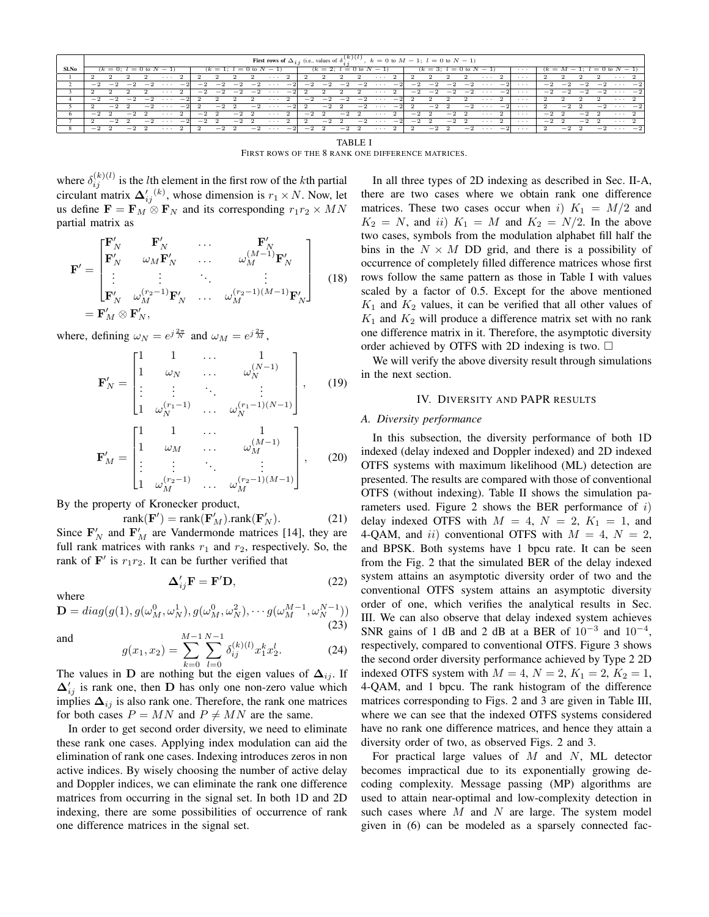| Sl.No | First rows of $\Delta_{ij}$ (i.e., values of $\delta_{ij}^{(k)(l)}$, $k = 0$ to $M-1$; $l = 0$ to $N-1$) | | | | | |
|---|---|---|---|---|---|---|
| | ($k = 0$; $l = 0$ to $N-1$) | ($k = 1$; $l = 0$ to $N-1$) | ($k = 2$; $l = 0$ to $N-1$) | ($k = 3$; $l = 0$ to $N-1$) | $\cdots$ | ($k = M-1$; $l = 0$ to $N-1$) |
| 1 | 2 2 2 2 $\cdots$ 2 | 2 2 2 2 $\cdots$ 2 | 2 2 2 2 $\cdots$ 2 | 2 2 2 2 $\cdots$ 2 | $\cdots$ | 2 2 2 2 $\cdots$ 2 |
| 2 | −2 −2 −2 −2 $\cdots$ −2 | −2 −2 −2 −2 $\cdots$ −2 | −2 −2 −2 −2 $\cdots$ −2 | −2 −2 −2 −2 $\cdots$ −2 | $\cdots$ | −2 −2 −2 −2 $\cdots$ −2 |
| 3 | 2 2 2 2 $\cdots$ 2 | −2 −2 −2 −2 $\cdots$ −2 | 2 2 2 2 $\cdots$ 2 | −2 −2 −2 −2 $\cdots$ −2 | $\cdots$ | −2 −2 −2 −2 $\cdots$ −2 |
| 4 | −2 −2 −2 −2 $\cdots$ −2 | 2 2 2 2 $\cdots$ 2 | −2 −2 −2 −2 $\cdots$ −2 | 2 2 2 2 $\cdots$ 2 | $\cdots$ | 2 2 2 2 $\cdots$ 2 |
| 5 | 2 −2 2 −2 $\cdots$ −2 | 2 −2 2 −2 $\cdots$ −2 | 2 −2 2 −2 $\cdots$ −2 | 2 −2 2 −2 $\cdots$ −2 | $\cdots$ | 2 −2 2 −2 $\cdots$ −2 |
| 6 | −2 2 −2 2 $\cdots$ 2 | −2 2 −2 2 $\cdots$ 2 | −2 2 −2 2 $\cdots$ 2 | −2 2 −2 2 $\cdots$ 2 | $\cdots$ | −2 2 −2 2 $\cdots$ 2 |
| 7 | 2 −2 2 −2 $\cdots$ −2 | −2 2 −2 2 $\cdots$ 2 | 2 −2 2 −2 $\cdots$ −2 | −2 2 −2 2 $\cdots$ 2 | $\cdots$ | −2 2 −2 2 $\cdots$ 2 |
| 8 | −2 2 −2 2 $\cdots$ 2 | 2 −2 2 −2 $\cdots$ −2 | −2 2 −2 2 $\cdots$ 2 | 2 −2 2 −2 $\cdots$ −2 | $\cdots$ | 2 −2 2 −2 $\cdots$ −2 |

TABLE I
FIRST ROWS OF THE 8 RANK ONE DIFFERENCE MATRICES.

where $\delta_{ij}^{(k)(l)}$ is the $l$th element in the first row of the $k$th partial circulant matrix $\mathbf{\Delta}'^{(k)}_{ij}$, whose dimension is $r_1 \times N$. Now, let us define $\mathbf{F} = \mathbf{F}_M \otimes \mathbf{F}_N$ and its corresponding $r_1 r_2 \times MN$ partial matrix as

$$\mathbf{F}' = \begin{bmatrix} \mathbf{F}'_N & \mathbf{F}'_N & \dots & \mathbf{F}'_N \\ \mathbf{F}'_N & \omega_M \mathbf{F}'_N & \dots & \omega_M^{(M-1)} \mathbf{F}'_N \\ \vdots & \vdots & \ddots & \vdots \\ \mathbf{F}'_N & \omega_M^{(r_2-1)} \mathbf{F}'_N & \dots & \omega_M^{(r_2-1)(M-1)} \mathbf{F}'_N \end{bmatrix} \quad (18)$$
$$= \mathbf{F}'_M \otimes \mathbf{F}'_N,$$

where, defining $\omega_N = e^{j\frac{2\pi}{N}}$ and $\omega_M = e^{j\frac{2\pi}{M}}$,

$$\mathbf{F}'_N = \begin{bmatrix} 1 & 1 & \dots & 1 \\ 1 & \omega_N & \dots & \omega_N^{(N-1)} \\ \vdots & \vdots & \ddots & \vdots \\ 1 & \omega_N^{(r_1-1)} & \dots & \omega_N^{(r_1-1)(N-1)} \end{bmatrix}, \quad (19)$$

$$\mathbf{F}'_M = \begin{bmatrix} 1 & 1 & \dots & 1 \\ 1 & \omega_M & \dots & \omega_M^{(M-1)} \\ \vdots & \vdots & \ddots & \vdots \\ 1 & \omega_M^{(r_2-1)} & \dots & \omega_M^{(r_2-1)(M-1)} \end{bmatrix}, \quad (20)$$

By the property of Kronecker product,

$$\text{rank}(\mathbf{F}') = \text{rank}(\mathbf{F}'_M).\text{rank}(\mathbf{F}'_N). \quad (21)$$

Since $\mathbf{F}'_N$ and $\mathbf{F}'_M$ are Vandermonde matrices [14], they are full rank matrices with ranks $r_1$ and $r_2$, respectively. So, the rank of $\mathbf{F}'$ is $r_1 r_2$. It can be further verified that

$$\mathbf{\Delta}'_{ij} \mathbf{F} = \mathbf{F}' \mathbf{D}, \quad (22)$$

where

$$\mathbf{D} = diag(g(1), g(\omega_M^0, \omega_N^1), g(\omega_M^0, \omega_N^2), \cdots g(\omega_M^{M-1}, \omega_N^{N-1})) \quad (23)$$

and

$$g(x_1, x_2) = \sum_{k=0}^{M-1} \sum_{l=0}^{N-1} \delta_{ij}^{(k)(l)} x_1^k x_2^l. \quad (24)$$

The values in $\mathbf{D}$ are nothing but the eigen values of $\mathbf{\Delta}_{ij}$. If $\mathbf{\Delta}'_{ij}$ is rank one, then $\mathbf{D}$ has only one non-zero value which implies $\mathbf{\Delta}_{ij}$ is also rank one. Therefore, the rank one matrices for both cases $P = MN$ and $P \neq MN$ are the same.

In order to get second order diversity, we need to eliminate these rank one cases. Applying index modulation can aid the elimination of rank one cases. Indexing introduces zeros in non active indices. By wisely choosing the number of active delay and Doppler indices, we can eliminate the rank one difference matrices from occurring in the signal set. In both 1D and 2D indexing, there are some possibilities of occurrence of rank one difference matrices in the signal set.

In all three types of 2D indexing as described in Sec. II-A, there are two cases where we obtain rank one difference matrices. These two cases occur when $i)$ $K_1 = M/2$ and $K_2 = N$, and $ii)$ $K_1 = M$ and $K_2 = N/2$. In the above two cases, symbols from the modulation alphabet fill half the bins in the $N \times M$ DD grid, and there is a possibility of occurrence of completely filled difference matrices whose first rows follow the same pattern as those in Table I with values scaled by a factor of 0.5. Except for the above mentioned $K_1$ and $K_2$ values, it can be verified that all other values of $K_1$ and $K_2$ will produce a difference matrix set with no rank one difference matrix in it. Therefore, the asymptotic diversity order achieved by OTFS with 2D indexing is two. $\square$

We will verify the above diversity result through simulations in the next section.

## IV. Diversity and PAPR results

### A. Diversity performance

In this subsection, the diversity performance of both 1D indexed (delay indexed and Doppler indexed) and 2D indexed OTFS systems with maximum likelihood (ML) detection are presented. The results are compared with those of conventional OTFS (without indexing). Table II shows the simulation parameters used. Figure 2 shows the BER performance of $i)$ delay indexed OTFS with $M = 4$, $N = 2$, $K_1 = 1$, and 4-QAM, and $ii)$ conventional OTFS with $M = 4$, $N = 2$, and BPSK. Both systems have 1 bpcu rate. It can be seen from the Fig. 2 that the simulated BER of the delay indexed system attains an asymptotic diversity order of two and the conventional OTFS system attains an asymptotic diversity order of one, which verifies the analytical results in Sec. III. We can also observe that delay indexed system achieves SNR gains of 1 dB and 2 dB at a BER of $10^{-3}$ and $10^{-4}$, respectively, compared to conventional OTFS. Figure 3 shows the second order diversity performance achieved by Type 2 2D indexed OTFS system with $M = 4$, $N = 2$, $K_1 = 2$, $K_2 = 1$, 4-QAM, and 1 bpcu. The rank histogram of the difference matrices corresponding to Figs. 2 and 3 are given in Table III, where we can see that the indexed OTFS systems considered have no rank one difference matrices, and hence they attain a diversity order of two, as observed Figs. 2 and 3.

For practical large values of $M$ and $N$, ML detector becomes impractical due to its exponentially growing decoding complexity. Message passing (MP) algorithms are used to attain near-optimal and low-complexity detection in such cases where $M$ and $N$ are large. The system model given in (6) can be modeled as a sparsely connected fac-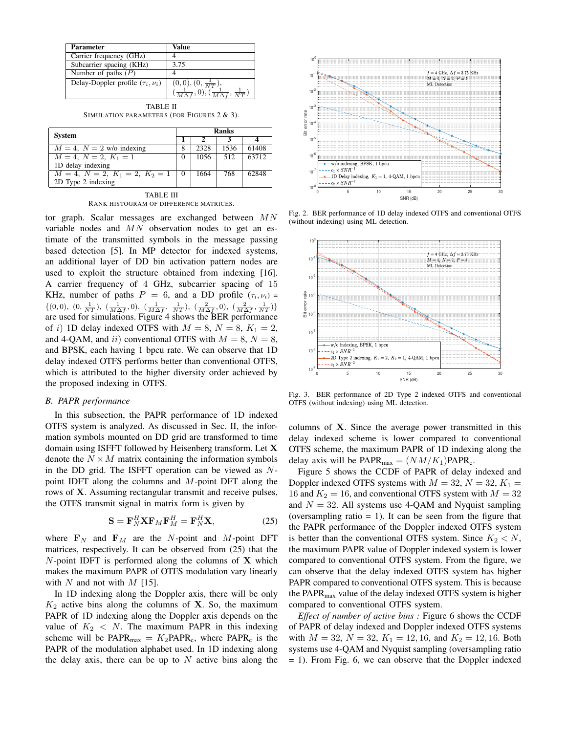| Parameter | Value |
|---|---|
| Carrier frequency (GHz) | 4 |
| Subcarrier spacing (KHz) | 3.75 |
| Number of paths ($P$) | 4 |
| Delay-Doppler profile $(\tau_i, \nu_i)$ | $(0,0), (0, \frac{1}{NT}),$ $(\frac{1}{M\Delta f}, 0), (\frac{1}{M\Delta f}, \frac{1}{NT})$ |

TABLE II
SIMULATION PARAMETERS (FOR FIGURES 2 & 3).

| System | Ranks | | | |
|---|---|---|---|---|
| | 1 | 2 | 3 | 4 |
| $M=4,\ N=2$ w/o indexing | 8 | 2328 | 1536 | 61408 |
| $M=4,\ N=2,\ K_1=1$ 1D delay indexing | 0 | 1056 | 512 | 63712 |
| $M=4,\ N=2,\ K_1=2,\ K_2=1$ 2D Type 2 indexing | 0 | 1664 | 768 | 62848 |

TABLE III
RANK HISTOGRAM OF DIFFERENCE MATRICES.

tor graph. Scalar messages are exchanged between $MN$ variable nodes and $MN$ observation nodes to get an estimate of the transmitted symbols in the message passing based detection [5]. In MP detector for indexed systems, an additional layer of DD bin activation pattern nodes are used to exploit the structure obtained from indexing [16]. A carrier frequency of 4 GHz, subcarrier spacing of 15 KHz, number of paths $P = 6$, and a DD profile $(\tau_i, \nu_i)$ = $\{(0,0),\ (0, \frac{1}{NT}),\ (\frac{1}{M\Delta f}, 0),\ (\frac{1}{M\Delta f}, \frac{1}{NT}),\ (\frac{2}{M\Delta f}, 0),\ (\frac{2}{M\Delta f}, \frac{1}{NT})\}$ are used for simulations. Figure 4 shows the BER performance of $i$) 1D delay indexed OTFS with $M = 8$, $N = 8$, $K_1 = 2$, and 4-QAM, and $ii$) conventional OTFS with $M = 8$, $N = 8$, and BPSK, each having 1 bpcu rate. We can observe that 1D delay indexed OTFS performs better than conventional OTFS, which is attributed to the higher diversity order achieved by the proposed indexing in OTFS.

### B. PAPR performance

In this subsection, the PAPR performance of 1D indexed OTFS system is analyzed. As discussed in Sec. II, the information symbols mounted on DD grid are transformed to time domain using ISFFT followed by Heisenberg transform. Let $\mathbf{X}$ denote the $N \times M$ matrix containing the information symbols in the DD grid. The ISFFT operation can be viewed as $N$-point IDFT along the columns and $M$-point DFT along the rows of $\mathbf{X}$. Assuming rectangular transmit and receive pulses, the OTFS transmit signal in matrix form is given by

$$\mathbf{S} = \mathbf{F}_N^H \mathbf{X} \mathbf{F}_M \mathbf{F}_M^H = \mathbf{F}_N^H \mathbf{X}, \tag{25}$$

where $\mathbf{F}_N$ and $\mathbf{F}_M$ are the $N$-point and $M$-point DFT matrices, respectively. It can be observed from (25) that the $N$-point IDFT is performed along the columns of $\mathbf{X}$ which makes the maximum PAPR of OTFS modulation vary linearly with $N$ and not with $M$ [15].

In 1D indexing along the Doppler axis, there will be only $K_2$ active bins along the columns of $\mathbf{X}$. So, the maximum PAPR of 1D indexing along the Doppler axis depends on the value of $K_2 < N$. The maximum PAPR in this indexing scheme will be $\text{PAPR}_{\text{max}} = K_2\text{PAPR}_{\text{c}}$, where $\text{PAPR}_{\text{c}}$ is the PAPR of the modulation alphabet used. In 1D indexing along the delay axis, there can be up to $N$ active bins along the

Fig. 2. BER performance of 1D delay indexed OTFS and conventional OTFS (without indexing) using ML detection.

Fig. 3. BER performance of 2D Type 2 indexed OTFS and conventional OTFS (without indexing) using ML detection.

columns of $\mathbf{X}$. Since the average power transmitted in this delay indexed scheme is lower compared to conventional OTFS scheme, the maximum PAPR of 1D indexing along the delay axis will be $\text{PAPR}_{\text{max}} = (NM/K_1)\text{PAPR}_{\text{c}}$.

Figure 5 shows the CCDF of PAPR of delay indexed and Doppler indexed OTFS systems with $M = 32$, $N = 32$, $K_1 = 16$ and $K_2 = 16$, and conventional OTFS system with $M = 32$ and $N = 32$. All systems use 4-QAM and Nyquist sampling (oversampling ratio = 1). It can be seen from the figure that the PAPR performance of the Doppler indexed OTFS system is better than the conventional OTFS system. Since $K_2 < N$, the maximum PAPR value of Doppler indexed system is lower compared to conventional OTFS system. From the figure, we can observe that the delay indexed OTFS system has higher PAPR compared to conventional OTFS system. This is because the $\text{PAPR}_{\text{max}}$ value of the delay indexed OTFS system is higher compared to conventional OTFS system.

*Effect of number of active bins :* Figure 6 shows the CCDF of PAPR of delay indexed and Doppler indexed OTFS systems with $M = 32$, $N = 32$, $K_1 = 12, 16$, and $K_2 = 12, 16$. Both systems use 4-QAM and Nyquist sampling (oversampling ratio = 1). From Fig. 6, we can observe that the Doppler indexed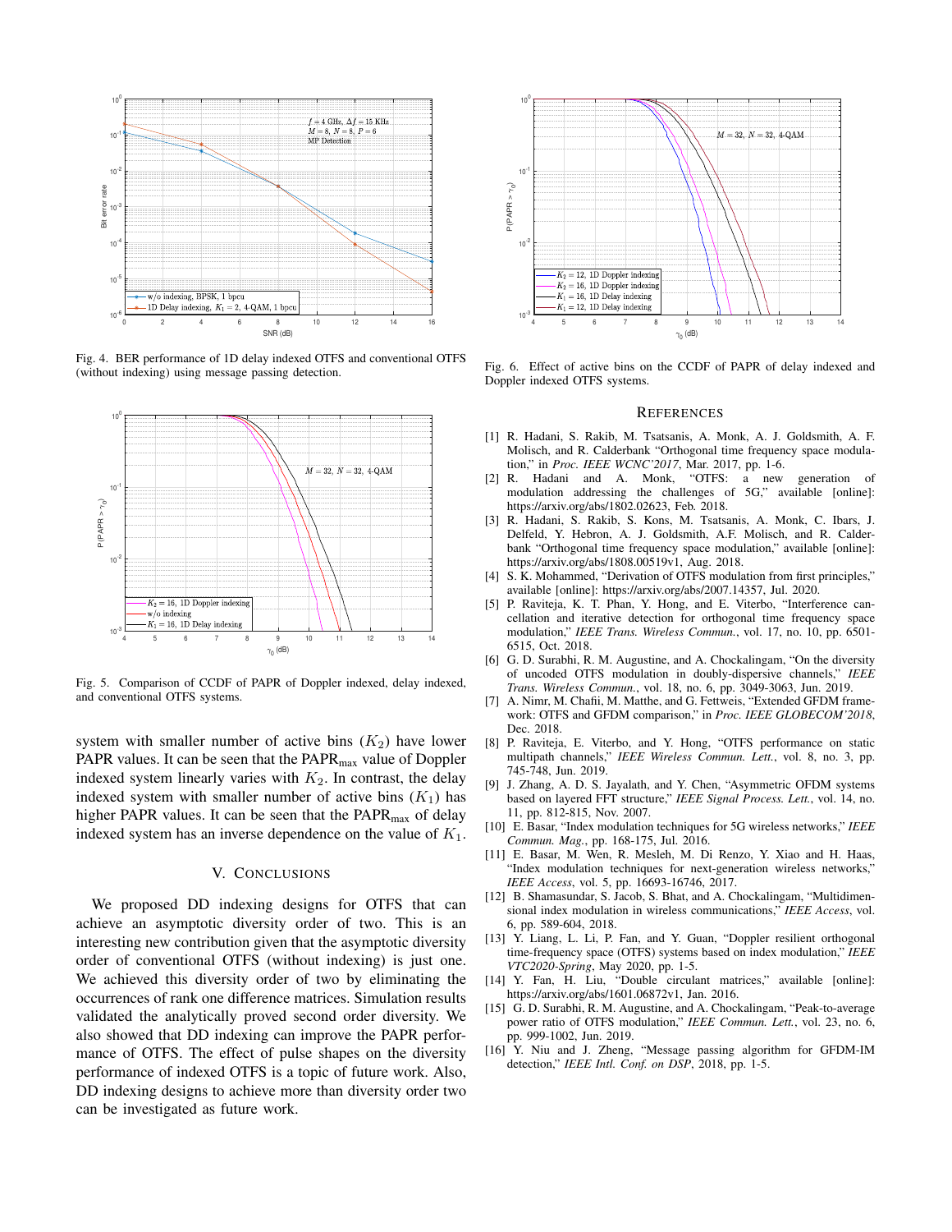$f = 4$ GHz, $\Delta f = 15$ KHz
$M = 8$, $N = 8$, $P = 6$
MP Detection

Bit error rate

SNR (dB)

w/o indexing, BPSK, 1 bpcu
1D Delay indexing, $K_1 = 2$, 4-QAM, 1 bpcu

Fig. 4. BER performance of 1D delay indexed OTFS and conventional OTFS (without indexing) using message passing detection.

$M = 32$, $N = 32$, 4-QAM

P(PAPR > $\gamma_0$)

$\gamma_0$ (dB)

$K_2 = 16$, 1D Doppler indexing
w/o indexing
$K_1 = 16$, 1D Delay indexing

Fig. 5. Comparison of CCDF of PAPR of Doppler indexed, delay indexed, and conventional OTFS systems.

system with smaller number of active bins ($K_2$) have lower PAPR values. It can be seen that the $\text{PAPR}_{\text{max}}$ value of Doppler indexed system linearly varies with $K_2$. In contrast, the delay indexed system with smaller number of active bins ($K_1$) has higher PAPR values. It can be seen that the $\text{PAPR}_{\text{max}}$ of delay indexed system has an inverse dependence on the value of $K_1$.

## V. Conclusions

We proposed DD indexing designs for OTFS that can achieve an asymptotic diversity order of two. This is an interesting new contribution given that the asymptotic diversity order of conventional OTFS (without indexing) is just one. We achieved this diversity order of two by eliminating the occurrences of rank one difference matrices. Simulation results validated the analytically proved second order diversity. We also showed that DD indexing can improve the PAPR performance of OTFS. The effect of pulse shapes on the diversity performance of indexed OTFS is a topic of future work. Also, DD indexing designs to achieve more than diversity order two can be investigated as future work.

$M = 32$, $N = 32$, 4-QAM

P(PAPR > $\gamma_0$)

$\gamma_0$ (dB)

$K_2 = 12$, 1D Doppler indexing
$K_2 = 16$, 1D Doppler indexing
$K_1 = 16$, 1D Delay indexing
$K_1 = 12$, 1D Delay indexing

Fig. 6. Effect of active bins on the CCDF of PAPR of delay indexed and Doppler indexed OTFS systems.

## References

[1] R. Hadani, S. Rakib, M. Tsatsanis, A. Monk, A. J. Goldsmith, A. F. Molisch, and R. Calderbank "Orthogonal time frequency space modulation," in *Proc. IEEE WCNC'2017*, Mar. 2017, pp. 1-6.

[2] R. Hadani and A. Monk, "OTFS: a new generation of modulation addressing the challenges of 5G," available [online]: https://arxiv.org/abs/1802.02623, Feb. 2018.

[3] R. Hadani, S. Rakib, S. Kons, M. Tsatsanis, A. Monk, C. Ibars, J. Delfeld, Y. Hebron, A. J. Goldsmith, A.F. Molisch, and R. Calderbank "Orthogonal time frequency space modulation," available [online]: https://arxiv.org/abs/1808.00519v1, Aug. 2018.

[4] S. K. Mohammed, "Derivation of OTFS modulation from first principles," available [online]: https://arxiv.org/abs/2007.14357, Jul. 2020.

[5] P. Raviteja, K. T. Phan, Y. Hong, and E. Viterbo, "Interference cancellation and iterative detection for orthogonal time frequency space modulation," *IEEE Trans. Wireless Commun.*, vol. 17, no. 10, pp. 6501-6515, Oct. 2018.

[6] G. D. Surabhi, R. M. Augustine, and A. Chockalingam, "On the diversity of uncoded OTFS modulation in doubly-dispersive channels," *IEEE Trans. Wireless Commun.*, vol. 18, no. 6, pp. 3049-3063, Jun. 2019.

[7] A. Nimr, M. Chafii, M. Matthe, and G. Fettweis, "Extended GFDM framework: OTFS and GFDM comparison," in *Proc. IEEE GLOBECOM'2018*, Dec. 2018.

[8] P. Raviteja, E. Viterbo, and Y. Hong, "OTFS performance on static multipath channels," *IEEE Wireless Commun. Lett.*, vol. 8, no. 3, pp. 745-748, Jun. 2019.

[9] J. Zhang, A. D. S. Jayalath, and Y. Chen, "Asymmetric OFDM systems based on layered FFT structure," *IEEE Signal Process. Lett.*, vol. 14, no. 11, pp. 812-815, Nov. 2007.

[10] E. Basar, "Index modulation techniques for 5G wireless networks," *IEEE Commun. Mag.*, pp. 168-175, Jul. 2016.

[11] E. Basar, M. Wen, R. Mesleh, M. Di Renzo, Y. Xiao and H. Haas, "Index modulation techniques for next-generation wireless networks," *IEEE Access*, vol. 5, pp. 16693-16746, 2017.

[12] B. Shamasundar, S. Jacob, S. Bhat, and A. Chockalingam, "Multidimensional index modulation in wireless communications," *IEEE Access*, vol. 6, pp. 589-604, 2018.

[13] Y. Liang, L. Li, P. Fan, and Y. Guan, "Doppler resilient orthogonal time-frequency space (OTFS) systems based on index modulation," *IEEE VTC2020-Spring*, May 2020, pp. 1-5.

[14] Y. Fan, H. Liu, "Double circulant matrices," available [online]: https://arxiv.org/abs/1601.06872v1, Jan. 2016.

[15] G. D. Surabhi, R. M. Augustine, and A. Chockalingam, "Peak-to-average power ratio of OTFS modulation," *IEEE Commun. Lett.*, vol. 23, no. 6, pp. 999-1002, Jun. 2019.

[16] Y. Niu and J. Zheng, "Message passing algorithm for GFDM-IM detection," *IEEE Intl. Conf. on DSP*, 2018, pp. 1-5.